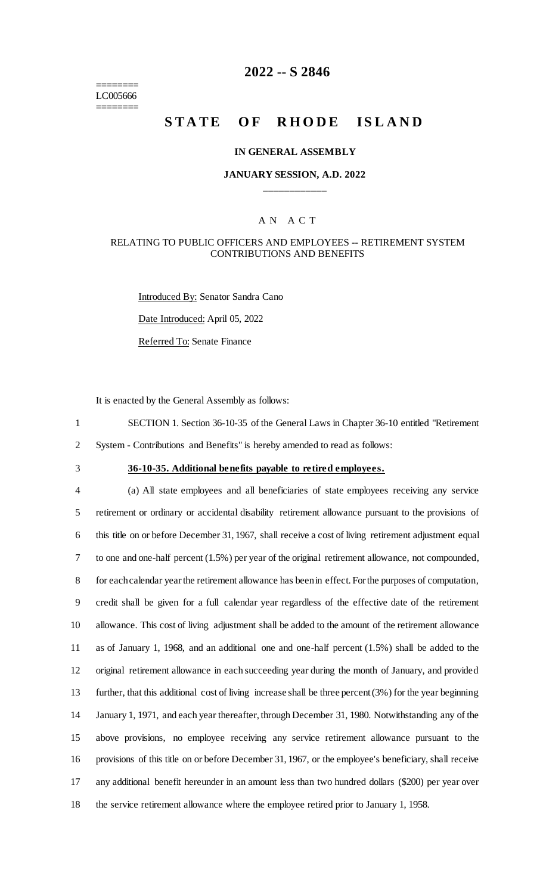========
LC005666
========

# 2022 -- S 2846

# STATE OF RHODE ISLAND

**IN GENERAL ASSEMBLY**

**JANUARY SESSION, A.D. 2022**

____________

A N A C T

RELATING TO PUBLIC OFFICERS AND EMPLOYEES -- RETIREMENT SYSTEM CONTRIBUTIONS AND BENEFITS

Introduced By: Senator Sandra Cano

Date Introduced: April 05, 2022

Referred To: Senate Finance

It is enacted by the General Assembly as follows:

1 SECTION 1. Section 36-10-35 of the General Laws in Chapter 36-10 entitled "Retirement
2 System - Contributions and Benefits" is hereby amended to read as follows:

3 **36-10-35. Additional benefits payable to retired employees.**

4 (a) All state employees and all beneficiaries of state employees receiving any service
5 retirement or ordinary or accidental disability retirement allowance pursuant to the provisions of
6 this title on or before December 31, 1967, shall receive a cost of living retirement adjustment equal
7 to one and one-half percent (1.5%) per year of the original retirement allowance, not compounded,
8 for each calendar year the retirement allowance has been in effect. For the purposes of computation,
9 credit shall be given for a full calendar year regardless of the effective date of the retirement
10 allowance. This cost of living adjustment shall be added to the amount of the retirement allowance
11 as of January 1, 1968, and an additional one and one-half percent (1.5%) shall be added to the
12 original retirement allowance in each succeeding year during the month of January, and provided
13 further, that this additional cost of living increase shall be three percent (3%) for the year beginning
14 January 1, 1971, and each year thereafter, through December 31, 1980. Notwithstanding any of the
15 above provisions, no employee receiving any service retirement allowance pursuant to the
16 provisions of this title on or before December 31, 1967, or the employee's beneficiary, shall receive
17 any additional benefit hereunder in an amount less than two hundred dollars ($200) per year over
18 the service retirement allowance where the employee retired prior to January 1, 1958.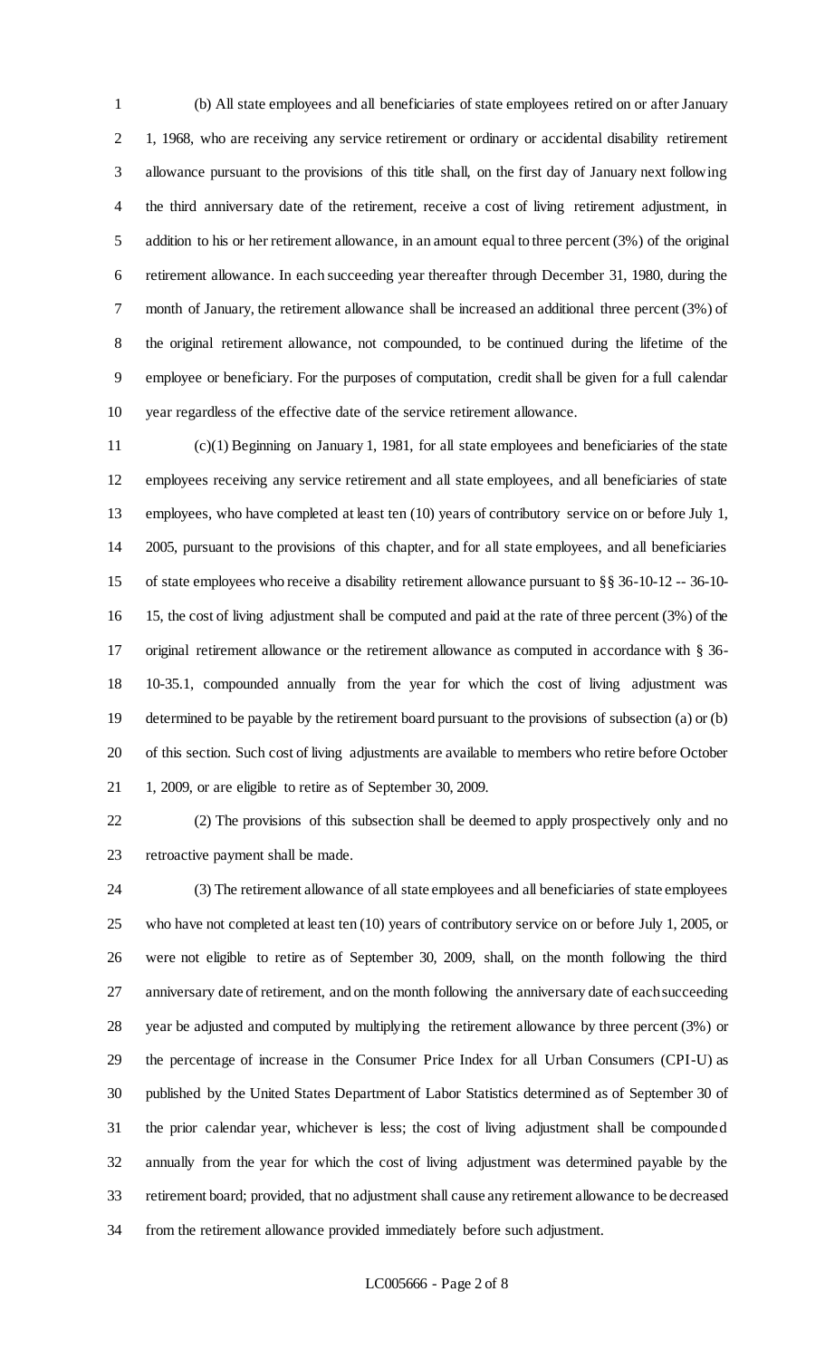(b) All state employees and all beneficiaries of state employees retired on or after January 1, 1968, who are receiving any service retirement or ordinary or accidental disability retirement allowance pursuant to the provisions of this title shall, on the first day of January next following the third anniversary date of the retirement, receive a cost of living retirement adjustment, in addition to his or her retirement allowance, in an amount equal to three percent (3%) of the original retirement allowance. In each succeeding year thereafter through December 31, 1980, during the month of January, the retirement allowance shall be increased an additional three percent (3%) of the original retirement allowance, not compounded, to be continued during the lifetime of the employee or beneficiary. For the purposes of computation, credit shall be given for a full calendar year regardless of the effective date of the service retirement allowance.

(c)(1) Beginning on January 1, 1981, for all state employees and beneficiaries of the state employees receiving any service retirement and all state employees, and all beneficiaries of state employees, who have completed at least ten (10) years of contributory service on or before July 1, 2005, pursuant to the provisions of this chapter, and for all state employees, and all beneficiaries of state employees who receive a disability retirement allowance pursuant to §§ 36-10-12 -- 36-10-15, the cost of living adjustment shall be computed and paid at the rate of three percent (3%) of the original retirement allowance or the retirement allowance as computed in accordance with § 36-10-35.1, compounded annually from the year for which the cost of living adjustment was determined to be payable by the retirement board pursuant to the provisions of subsection (a) or (b) of this section. Such cost of living adjustments are available to members who retire before October 1, 2009, or are eligible to retire as of September 30, 2009.

(2) The provisions of this subsection shall be deemed to apply prospectively only and no retroactive payment shall be made.

(3) The retirement allowance of all state employees and all beneficiaries of state employees who have not completed at least ten (10) years of contributory service on or before July 1, 2005, or were not eligible to retire as of September 30, 2009, shall, on the month following the third anniversary date of retirement, and on the month following the anniversary date of each succeeding year be adjusted and computed by multiplying the retirement allowance by three percent (3%) or the percentage of increase in the Consumer Price Index for all Urban Consumers (CPI-U) as published by the United States Department of Labor Statistics determined as of September 30 of the prior calendar year, whichever is less; the cost of living adjustment shall be compounded annually from the year for which the cost of living adjustment was determined payable by the retirement board; provided, that no adjustment shall cause any retirement allowance to be decreased from the retirement allowance provided immediately before such adjustment.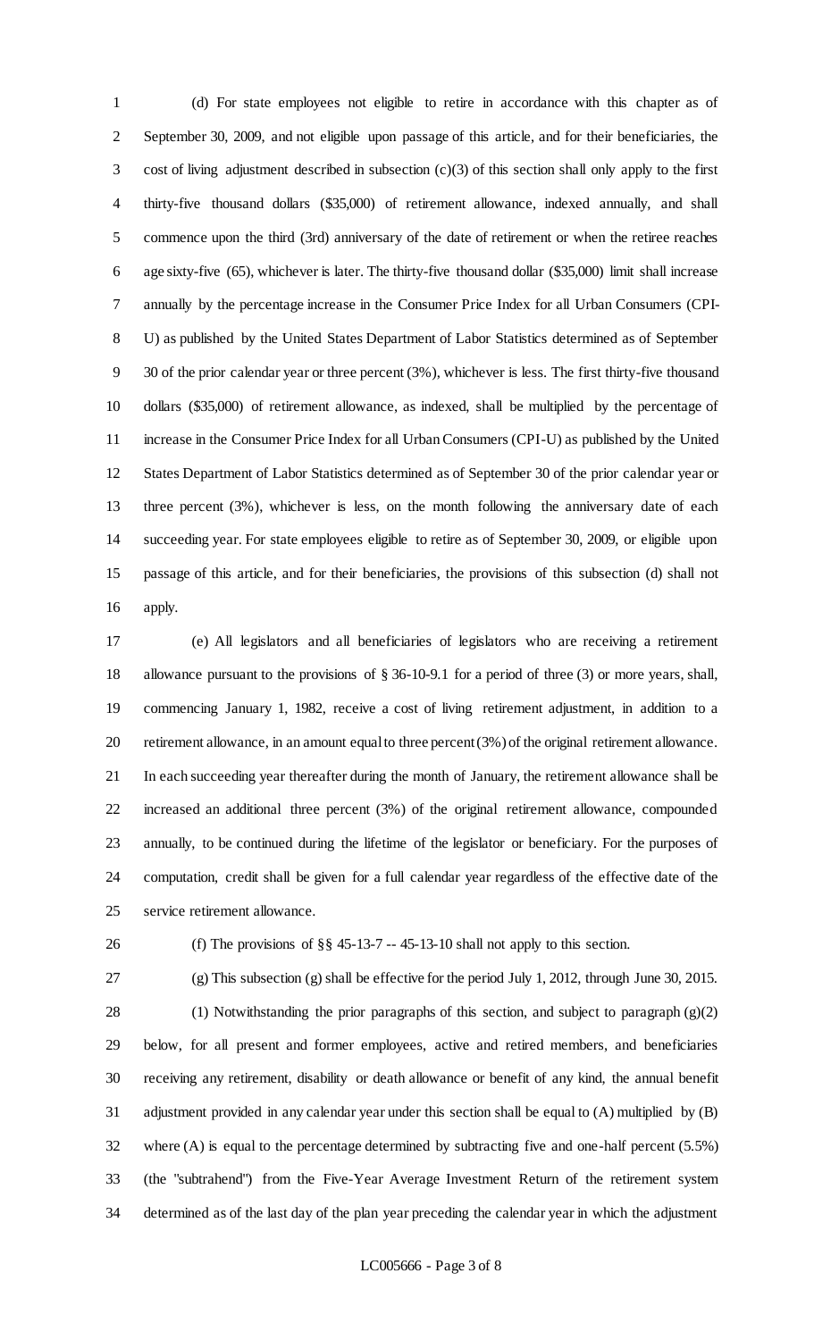(d) For state employees not eligible to retire in accordance with this chapter as of September 30, 2009, and not eligible upon passage of this article, and for their beneficiaries, the cost of living adjustment described in subsection (c)(3) of this section shall only apply to the first thirty-five thousand dollars ($35,000) of retirement allowance, indexed annually, and shall commence upon the third (3rd) anniversary of the date of retirement or when the retiree reaches age sixty-five (65), whichever is later. The thirty-five thousand dollar ($35,000) limit shall increase annually by the percentage increase in the Consumer Price Index for all Urban Consumers (CPI-U) as published by the United States Department of Labor Statistics determined as of September 30 of the prior calendar year or three percent (3%), whichever is less. The first thirty-five thousand dollars ($35,000) of retirement allowance, as indexed, shall be multiplied by the percentage of increase in the Consumer Price Index for all Urban Consumers (CPI-U) as published by the United States Department of Labor Statistics determined as of September 30 of the prior calendar year or three percent (3%), whichever is less, on the month following the anniversary date of each succeeding year. For state employees eligible to retire as of September 30, 2009, or eligible upon passage of this article, and for their beneficiaries, the provisions of this subsection (d) shall not apply.

(e) All legislators and all beneficiaries of legislators who are receiving a retirement allowance pursuant to the provisions of § 36-10-9.1 for a period of three (3) or more years, shall, commencing January 1, 1982, receive a cost of living retirement adjustment, in addition to a retirement allowance, in an amount equal to three percent (3%) of the original retirement allowance. In each succeeding year thereafter during the month of January, the retirement allowance shall be increased an additional three percent (3%) of the original retirement allowance, compounded annually, to be continued during the lifetime of the legislator or beneficiary. For the purposes of computation, credit shall be given for a full calendar year regardless of the effective date of the service retirement allowance.

(f) The provisions of §§ 45-13-7 -- 45-13-10 shall not apply to this section.

(g) This subsection (g) shall be effective for the period July 1, 2012, through June 30, 2015.

(1) Notwithstanding the prior paragraphs of this section, and subject to paragraph (g)(2) below, for all present and former employees, active and retired members, and beneficiaries receiving any retirement, disability or death allowance or benefit of any kind, the annual benefit adjustment provided in any calendar year under this section shall be equal to (A) multiplied by (B) where (A) is equal to the percentage determined by subtracting five and one-half percent (5.5%) (the "subtrahend") from the Five-Year Average Investment Return of the retirement system determined as of the last day of the plan year preceding the calendar year in which the adjustment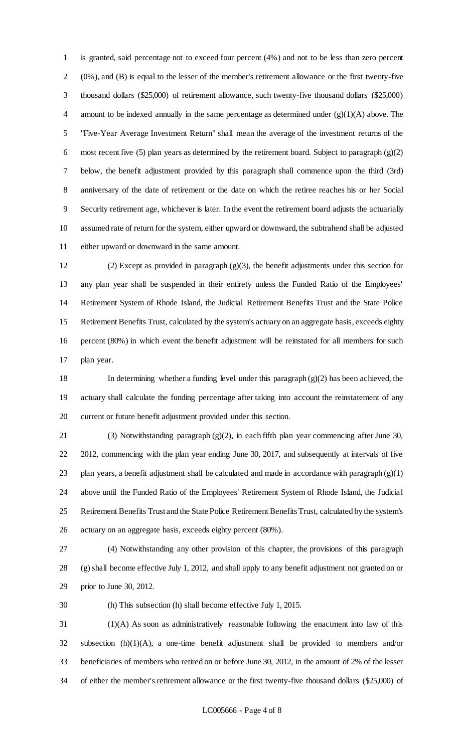is granted, said percentage not to exceed four percent (4%) and not to be less than zero percent (0%), and (B) is equal to the lesser of the member's retirement allowance or the first twenty-five thousand dollars ($25,000) of retirement allowance, such twenty-five thousand dollars ($25,000) amount to be indexed annually in the same percentage as determined under (g)(1)(A) above. The "Five-Year Average Investment Return" shall mean the average of the investment returns of the most recent five (5) plan years as determined by the retirement board. Subject to paragraph (g)(2) below, the benefit adjustment provided by this paragraph shall commence upon the third (3rd) anniversary of the date of retirement or the date on which the retiree reaches his or her Social Security retirement age, whichever is later. In the event the retirement board adjusts the actuarially assumed rate of return for the system, either upward or downward, the subtrahend shall be adjusted either upward or downward in the same amount.

(2) Except as provided in paragraph (g)(3), the benefit adjustments under this section for any plan year shall be suspended in their entirety unless the Funded Ratio of the Employees' Retirement System of Rhode Island, the Judicial Retirement Benefits Trust and the State Police Retirement Benefits Trust, calculated by the system's actuary on an aggregate basis, exceeds eighty percent (80%) in which event the benefit adjustment will be reinstated for all members for such plan year.

In determining whether a funding level under this paragraph (g)(2) has been achieved, the actuary shall calculate the funding percentage after taking into account the reinstatement of any current or future benefit adjustment provided under this section.

(3) Notwithstanding paragraph (g)(2), in each fifth plan year commencing after June 30, 2012, commencing with the plan year ending June 30, 2017, and subsequently at intervals of five plan years, a benefit adjustment shall be calculated and made in accordance with paragraph (g)(1) above until the Funded Ratio of the Employees' Retirement System of Rhode Island, the Judicial Retirement Benefits Trust and the State Police Retirement Benefits Trust, calculated by the system's actuary on an aggregate basis, exceeds eighty percent (80%).

(4) Notwithstanding any other provision of this chapter, the provisions of this paragraph (g) shall become effective July 1, 2012, and shall apply to any benefit adjustment not granted on or prior to June 30, 2012.

(h) This subsection (h) shall become effective July 1, 2015.

(1)(A) As soon as administratively reasonable following the enactment into law of this subsection (h)(1)(A), a one-time benefit adjustment shall be provided to members and/or beneficiaries of members who retired on or before June 30, 2012, in the amount of 2% of the lesser of either the member's retirement allowance or the first twenty-five thousand dollars ($25,000) of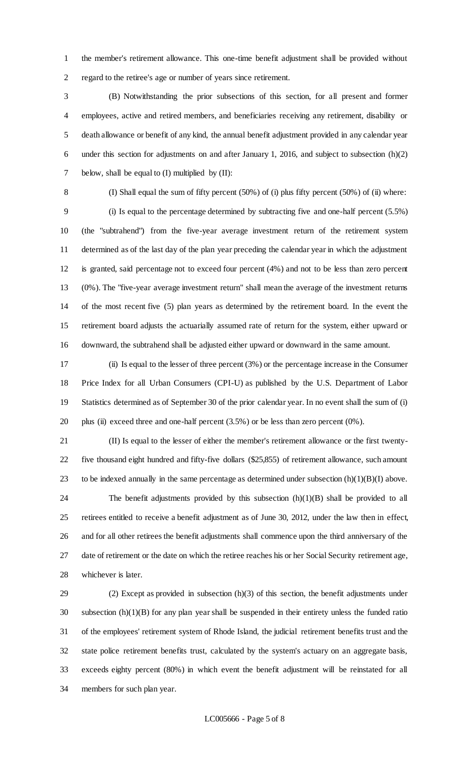the member's retirement allowance. This one-time benefit adjustment shall be provided without regard to the retiree's age or number of years since retirement.

(B) Notwithstanding the prior subsections of this section, for all present and former employees, active and retired members, and beneficiaries receiving any retirement, disability or death allowance or benefit of any kind, the annual benefit adjustment provided in any calendar year under this section for adjustments on and after January 1, 2016, and subject to subsection (h)(2) below, shall be equal to (I) multiplied by (II):

(I) Shall equal the sum of fifty percent (50%) of (i) plus fifty percent (50%) of (ii) where:

(i) Is equal to the percentage determined by subtracting five and one-half percent (5.5%) (the "subtrahend") from the five-year average investment return of the retirement system determined as of the last day of the plan year preceding the calendar year in which the adjustment is granted, said percentage not to exceed four percent (4%) and not to be less than zero percent (0%). The "five-year average investment return" shall mean the average of the investment returns of the most recent five (5) plan years as determined by the retirement board. In the event the retirement board adjusts the actuarially assumed rate of return for the system, either upward or downward, the subtrahend shall be adjusted either upward or downward in the same amount.

(ii) Is equal to the lesser of three percent (3%) or the percentage increase in the Consumer Price Index for all Urban Consumers (CPI-U) as published by the U.S. Department of Labor Statistics determined as of September 30 of the prior calendar year. In no event shall the sum of (i) plus (ii) exceed three and one-half percent (3.5%) or be less than zero percent (0%).

(II) Is equal to the lesser of either the member's retirement allowance or the first twenty-five thousand eight hundred and fifty-five dollars ($25,855) of retirement allowance, such amount to be indexed annually in the same percentage as determined under subsection (h)(1)(B)(I) above.

The benefit adjustments provided by this subsection (h)(1)(B) shall be provided to all retirees entitled to receive a benefit adjustment as of June 30, 2012, under the law then in effect, and for all other retirees the benefit adjustments shall commence upon the third anniversary of the date of retirement or the date on which the retiree reaches his or her Social Security retirement age, whichever is later.

(2) Except as provided in subsection (h)(3) of this section, the benefit adjustments under subsection (h)(1)(B) for any plan year shall be suspended in their entirety unless the funded ratio of the employees' retirement system of Rhode Island, the judicial retirement benefits trust and the state police retirement benefits trust, calculated by the system's actuary on an aggregate basis, exceeds eighty percent (80%) in which event the benefit adjustment will be reinstated for all members for such plan year.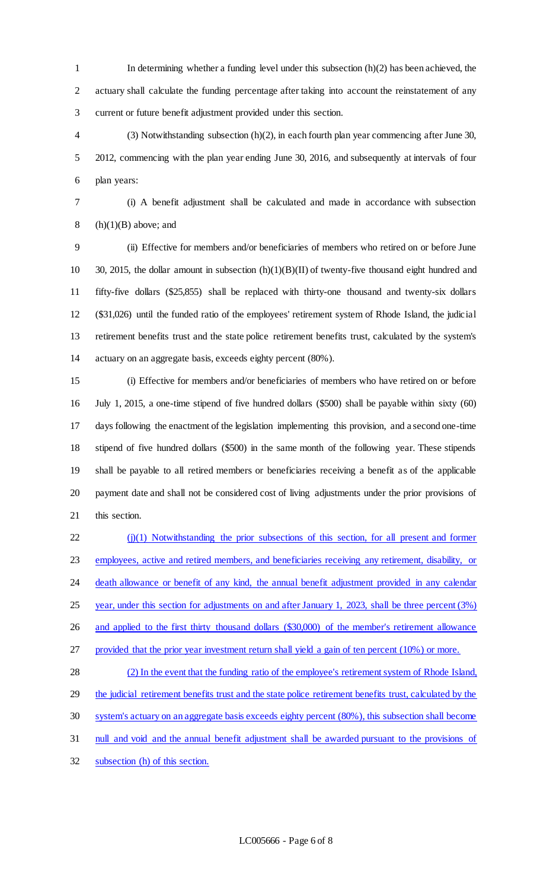In determining whether a funding level under this subsection (h)(2) has been achieved, the actuary shall calculate the funding percentage after taking into account the reinstatement of any current or future benefit adjustment provided under this section.

(3) Notwithstanding subsection (h)(2), in each fourth plan year commencing after June 30, 2012, commencing with the plan year ending June 30, 2016, and subsequently at intervals of four plan years:

(i) A benefit adjustment shall be calculated and made in accordance with subsection (h)(1)(B) above; and

(ii) Effective for members and/or beneficiaries of members who retired on or before June 30, 2015, the dollar amount in subsection (h)(1)(B)(II) of twenty-five thousand eight hundred and fifty-five dollars ($25,855) shall be replaced with thirty-one thousand and twenty-six dollars ($31,026) until the funded ratio of the employees' retirement system of Rhode Island, the judicial retirement benefits trust and the state police retirement benefits trust, calculated by the system's actuary on an aggregate basis, exceeds eighty percent (80%).

(i) Effective for members and/or beneficiaries of members who have retired on or before July 1, 2015, a one-time stipend of five hundred dollars ($500) shall be payable within sixty (60) days following the enactment of the legislation implementing this provision, and a second one-time stipend of five hundred dollars ($500) in the same month of the following year. These stipends shall be payable to all retired members or beneficiaries receiving a benefit as of the applicable payment date and shall not be considered cost of living adjustments under the prior provisions of this section.

<u>(j)(1) Notwithstanding the prior subsections of this section, for all present and former employees, active and retired members, and beneficiaries receiving any retirement, disability, or death allowance or benefit of any kind, the annual benefit adjustment provided in any calendar year, under this section for adjustments on and after January 1, 2023, shall be three percent (3%) and applied to the first thirty thousand dollars ($30,000) of the member's retirement allowance provided that the prior year investment return shall yield a gain of ten percent (10%) or more.</u>

<u>(2) In the event that the funding ratio of the employee's retirement system of Rhode Island, the judicial retirement benefits trust and the state police retirement benefits trust, calculated by the system's actuary on an aggregate basis exceeds eighty percent (80%), this subsection shall become null and void and the annual benefit adjustment shall be awarded pursuant to the provisions of subsection (h) of this section.</u>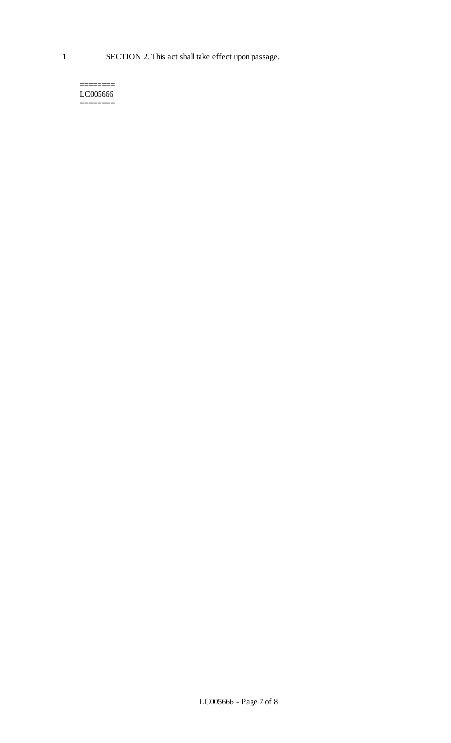1 SECTION 2. This act shall take effect upon passage.

========
LC005666
========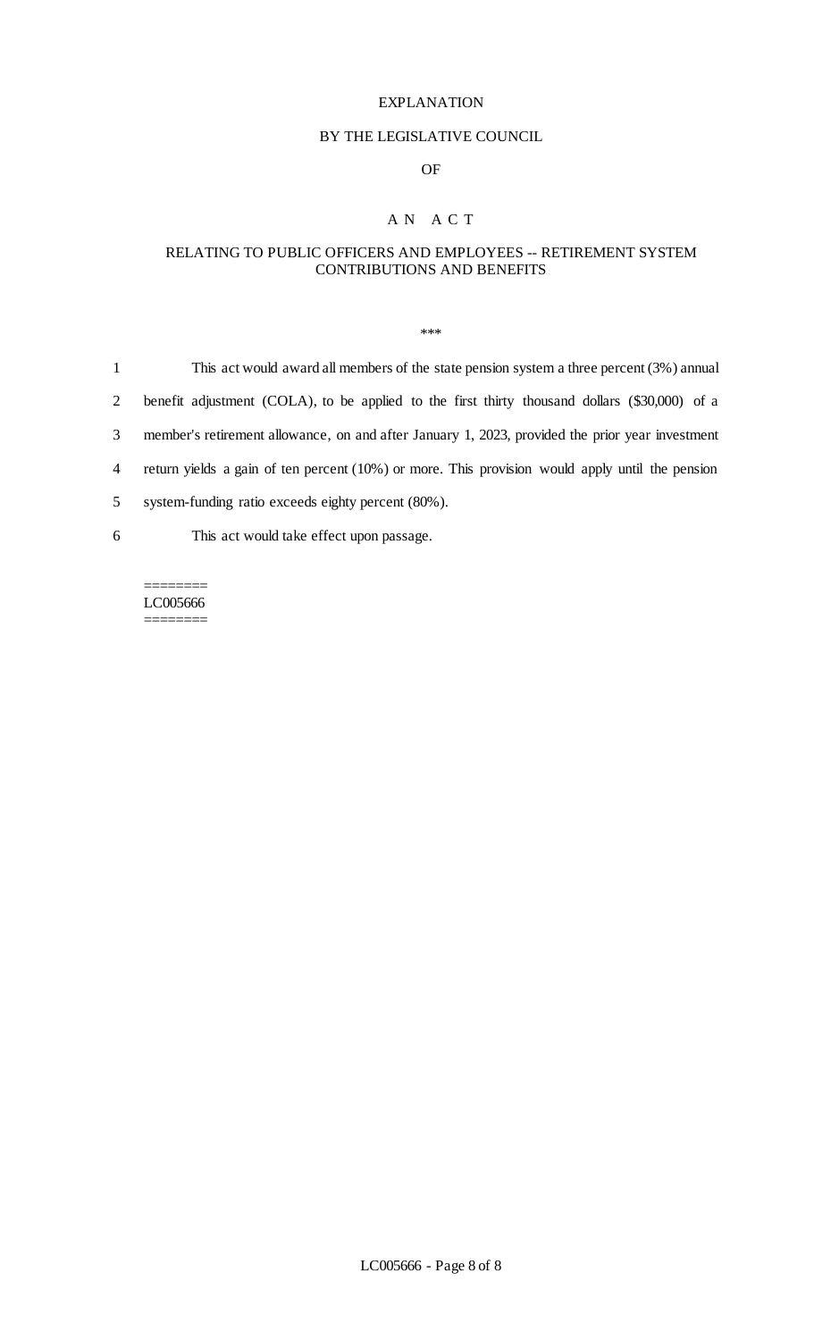EXPLANATION

BY THE LEGISLATIVE COUNCIL

OF

A N A C T

RELATING TO PUBLIC OFFICERS AND EMPLOYEES -- RETIREMENT SYSTEM CONTRIBUTIONS AND BENEFITS

\*\*\*

This act would award all members of the state pension system a three percent (3%) annual benefit adjustment (COLA), to be applied to the first thirty thousand dollars ($30,000) of a member's retirement allowance, on and after January 1, 2023, provided the prior year investment return yields a gain of ten percent (10%) or more. This provision would apply until the pension system-funding ratio exceeds eighty percent (80%).

This act would take effect upon passage.

========
LC005666
========